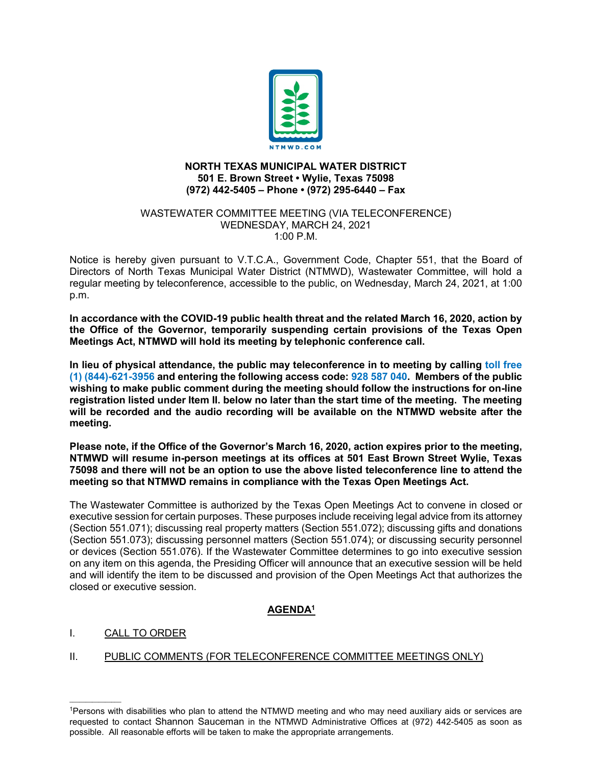NTMWD.COM

**NORTH TEXAS MUNICIPAL WATER DISTRICT**
**501 E. Brown Street • Wylie, Texas 75098**
**(972) 442-5405 – Phone • (972) 295-6440 – Fax**

WASTEWATER COMMITTEE MEETING (VIA TELECONFERENCE)
WEDNESDAY, MARCH 24, 2021
1:00 P.M.

Notice is hereby given pursuant to V.T.C.A., Government Code, Chapter 551, that the Board of Directors of North Texas Municipal Water District (NTMWD), Wastewater Committee, will hold a regular meeting by teleconference, accessible to the public, on Wednesday, March 24, 2021, at 1:00 p.m.

**In accordance with the COVID-19 public health threat and the related March 16, 2020, action by the Office of the Governor, temporarily suspending certain provisions of the Texas Open Meetings Act, NTMWD will hold its meeting by telephonic conference call.**

**In lieu of physical attendance, the public may teleconference in to meeting by calling toll free (1) (844)-621-3956 and entering the following access code: 928 587 040. Members of the public wishing to make public comment during the meeting should follow the instructions for on-line registration listed under Item II. below no later than the start time of the meeting. The meeting will be recorded and the audio recording will be available on the NTMWD website after the meeting.**

**Please note, if the Office of the Governor's March 16, 2020, action expires prior to the meeting, NTMWD will resume in-person meetings at its offices at 501 East Brown Street Wylie, Texas 75098 and there will not be an option to use the above listed teleconference line to attend the meeting so that NTMWD remains in compliance with the Texas Open Meetings Act.**

The Wastewater Committee is authorized by the Texas Open Meetings Act to convene in closed or executive session for certain purposes. These purposes include receiving legal advice from its attorney (Section 551.071); discussing real property matters (Section 551.072); discussing gifts and donations (Section 551.073); discussing personnel matters (Section 551.074); or discussing security personnel or devices (Section 551.076). If the Wastewater Committee determines to go into executive session on any item on this agenda, the Presiding Officer will announce that an executive session will be held and will identify the item to be discussed and provision of the Open Meetings Act that authorizes the closed or executive session.

## AGENDA[1]

I. CALL TO ORDER

II. PUBLIC COMMENTS (FOR TELECONFERENCE COMMITTEE MEETINGS ONLY)

---

[1]Persons with disabilities who plan to attend the NTMWD meeting and who may need auxiliary aids or services are requested to contact Shannon Sauceman in the NTMWD Administrative Offices at (972) 442-5405 as soon as possible. All reasonable efforts will be taken to make the appropriate arrangements.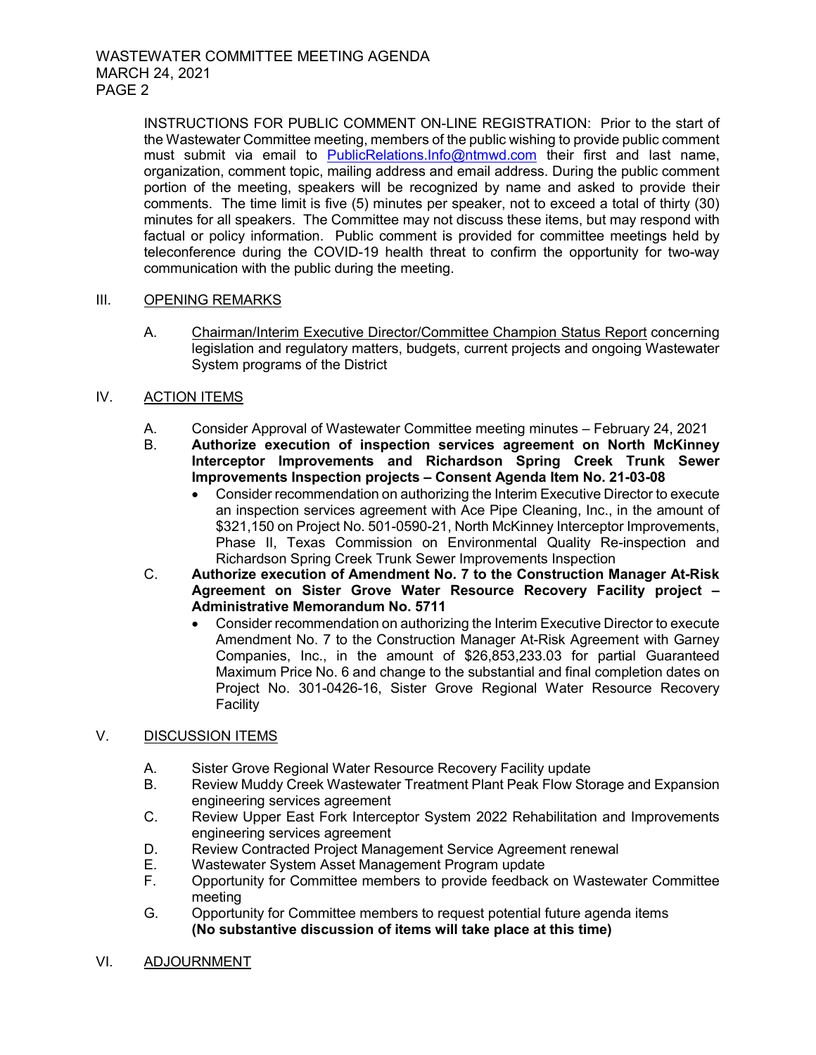INSTRUCTIONS FOR PUBLIC COMMENT ON-LINE REGISTRATION: Prior to the start of the Wastewater Committee meeting, members of the public wishing to provide public comment must submit via email to PublicRelations.Info@ntmwd.com their first and last name, organization, comment topic, mailing address and email address. During the public comment portion of the meeting, speakers will be recognized by name and asked to provide their comments. The time limit is five (5) minutes per speaker, not to exceed a total of thirty (30) minutes for all speakers. The Committee may not discuss these items, but may respond with factual or policy information. Public comment is provided for committee meetings held by teleconference during the COVID-19 health threat to confirm the opportunity for two-way communication with the public during the meeting.

## III. OPENING REMARKS

A. Chairman/Interim Executive Director/Committee Champion Status Report concerning legislation and regulatory matters, budgets, current projects and ongoing Wastewater System programs of the District

## IV. ACTION ITEMS

A. Consider Approval of Wastewater Committee meeting minutes – February 24, 2021

B. **Authorize execution of inspection services agreement on North McKinney Interceptor Improvements and Richardson Spring Creek Trunk Sewer Improvements Inspection projects – Consent Agenda Item No. 21-03-08**
   - Consider recommendation on authorizing the Interim Executive Director to execute an inspection services agreement with Ace Pipe Cleaning, Inc., in the amount of $321,150 on Project No. 501-0590-21, North McKinney Interceptor Improvements, Phase II, Texas Commission on Environmental Quality Re-inspection and Richardson Spring Creek Trunk Sewer Improvements Inspection

C. **Authorize execution of Amendment No. 7 to the Construction Manager At-Risk Agreement on Sister Grove Water Resource Recovery Facility project – Administrative Memorandum No. 5711**
   - Consider recommendation on authorizing the Interim Executive Director to execute Amendment No. 7 to the Construction Manager At-Risk Agreement with Garney Companies, Inc., in the amount of $26,853,233.03 for partial Guaranteed Maximum Price No. 6 and change to the substantial and final completion dates on Project No. 301-0426-16, Sister Grove Regional Water Resource Recovery Facility

## V. DISCUSSION ITEMS

A. Sister Grove Regional Water Resource Recovery Facility update

B. Review Muddy Creek Wastewater Treatment Plant Peak Flow Storage and Expansion engineering services agreement

C. Review Upper East Fork Interceptor System 2022 Rehabilitation and Improvements engineering services agreement

D. Review Contracted Project Management Service Agreement renewal

E. Wastewater System Asset Management Program update

F. Opportunity for Committee members to provide feedback on Wastewater Committee meeting

G. Opportunity for Committee members to request potential future agenda items **(No substantive discussion of items will take place at this time)**

## VI. ADJOURNMENT